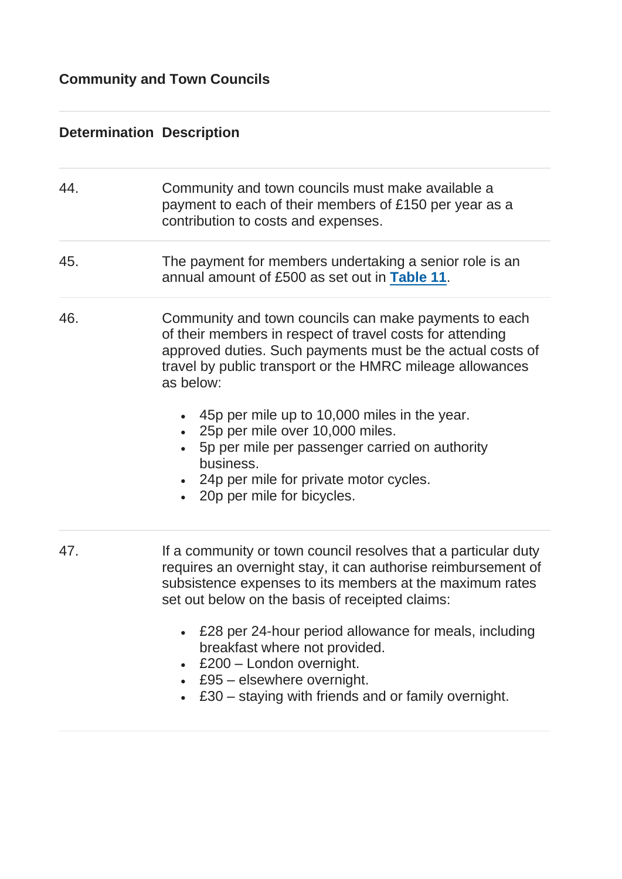### Community and Town Councils

| Determination | Description |
|---|---|
| 44. | Community and town councils must make available a payment to each of their members of £150 per year as a contribution to costs and expenses. |
| 45. | The payment for members undertaking a senior role is an annual amount of £500 as set out in **Table 11**. |
| 46. | Community and town councils can make payments to each of their members in respect of travel costs for attending approved duties. Such payments must be the actual costs of travel by public transport or the HMRC mileage allowances as below:<br><br>• 45p per mile up to 10,000 miles in the year.<br>• 25p per mile over 10,000 miles.<br>• 5p per mile per passenger carried on authority business.<br>• 24p per mile for private motor cycles.<br>• 20p per mile for bicycles. |
| 47. | If a community or town council resolves that a particular duty requires an overnight stay, it can authorise reimbursement of subsistence expenses to its members at the maximum rates set out below on the basis of receipted claims:<br><br>• £28 per 24-hour period allowance for meals, including breakfast where not provided.<br>• £200 – London overnight.<br>• £95 – elsewhere overnight.<br>• £30 – staying with friends and or family overnight. |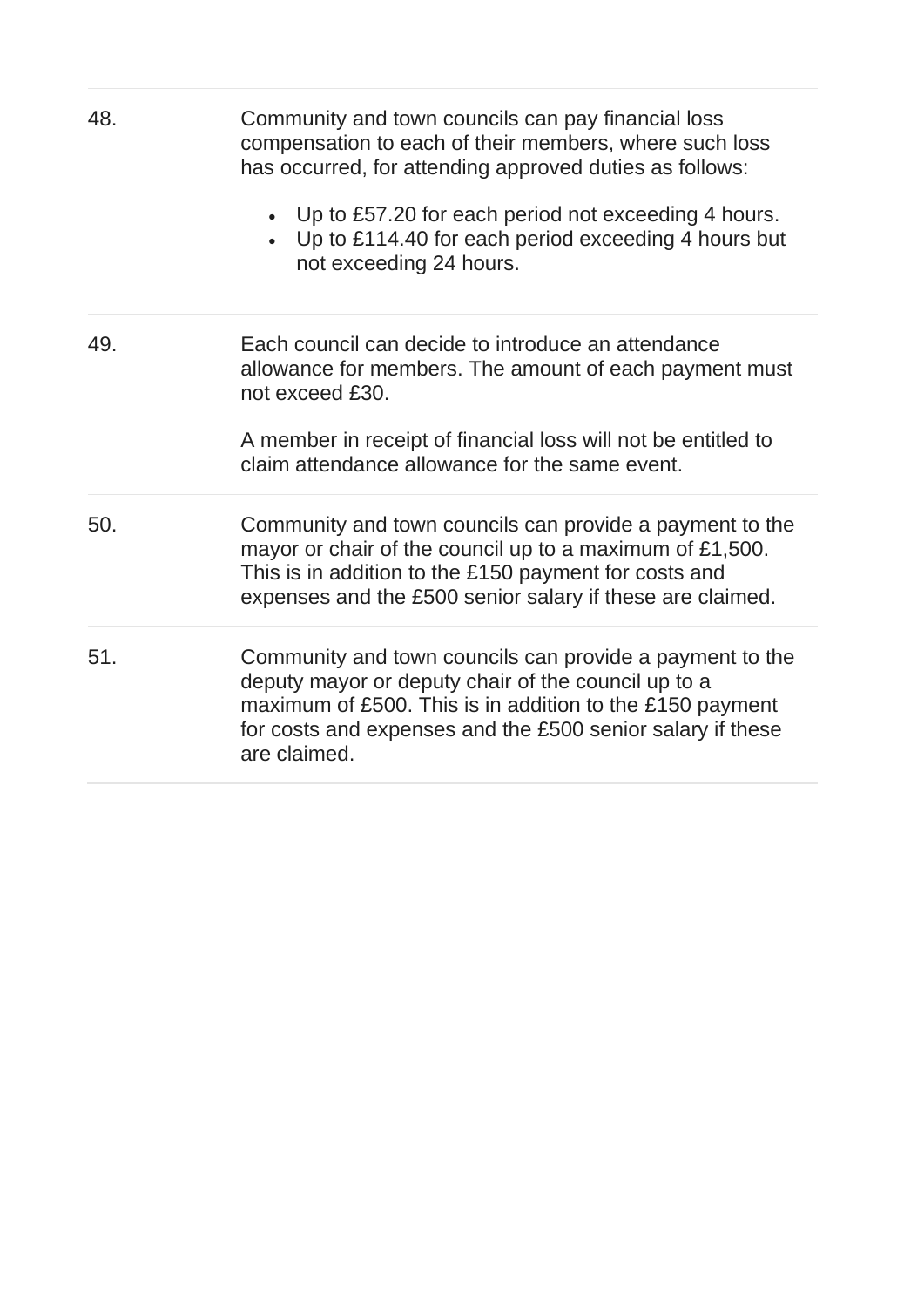| | |
|---|---|
| 48. | Community and town councils can pay financial loss compensation to each of their members, where such loss has occurred, for attending approved duties as follows:<br><br>• Up to £57.20 for each period not exceeding 4 hours.<br>• Up to £114.40 for each period exceeding 4 hours but not exceeding 24 hours. |
| 49. | Each council can decide to introduce an attendance allowance for members. The amount of each payment must not exceed £30.<br><br>A member in receipt of financial loss will not be entitled to claim attendance allowance for the same event. |
| 50. | Community and town councils can provide a payment to the mayor or chair of the council up to a maximum of £1,500. This is in addition to the £150 payment for costs and expenses and the £500 senior salary if these are claimed. |
| 51. | Community and town councils can provide a payment to the deputy mayor or deputy chair of the council up to a maximum of £500. This is in addition to the £150 payment for costs and expenses and the £500 senior salary if these are claimed. |